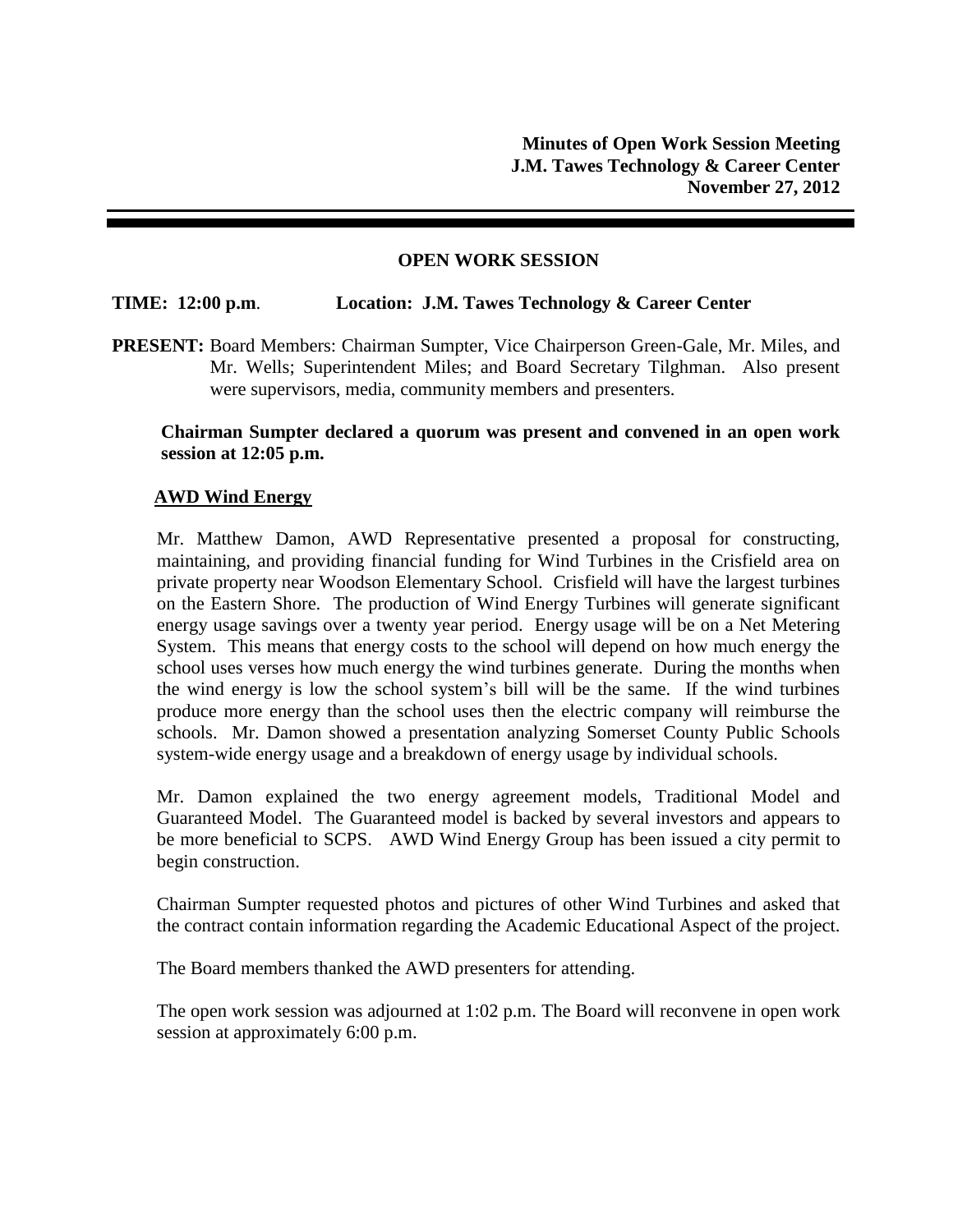**Minutes of Open Work Session Meeting**
**J.M. Tawes Technology & Career Center**
**November 27, 2012**

---

## OPEN WORK SESSION

**TIME: 12:00 p.m**. **Location: J.M. Tawes Technology & Career Center**

**PRESENT:** Board Members: Chairman Sumpter, Vice Chairperson Green-Gale, Mr. Miles, and Mr. Wells; Superintendent Miles; and Board Secretary Tilghman. Also present were supervisors, media, community members and presenters.

**Chairman Sumpter declared a quorum was present and convened in an open work session at 12:05 p.m.**

**AWD Wind Energy**

Mr. Matthew Damon, AWD Representative presented a proposal for constructing, maintaining, and providing financial funding for Wind Turbines in the Crisfield area on private property near Woodson Elementary School. Crisfield will have the largest turbines on the Eastern Shore. The production of Wind Energy Turbines will generate significant energy usage savings over a twenty year period. Energy usage will be on a Net Metering System. This means that energy costs to the school will depend on how much energy the school uses verses how much energy the wind turbines generate. During the months when the wind energy is low the school system's bill will be the same. If the wind turbines produce more energy than the school uses then the electric company will reimburse the schools. Mr. Damon showed a presentation analyzing Somerset County Public Schools system-wide energy usage and a breakdown of energy usage by individual schools.

Mr. Damon explained the two energy agreement models, Traditional Model and Guaranteed Model. The Guaranteed model is backed by several investors and appears to be more beneficial to SCPS. AWD Wind Energy Group has been issued a city permit to begin construction.

Chairman Sumpter requested photos and pictures of other Wind Turbines and asked that the contract contain information regarding the Academic Educational Aspect of the project.

The Board members thanked the AWD presenters for attending.

The open work session was adjourned at 1:02 p.m. The Board will reconvene in open work session at approximately 6:00 p.m.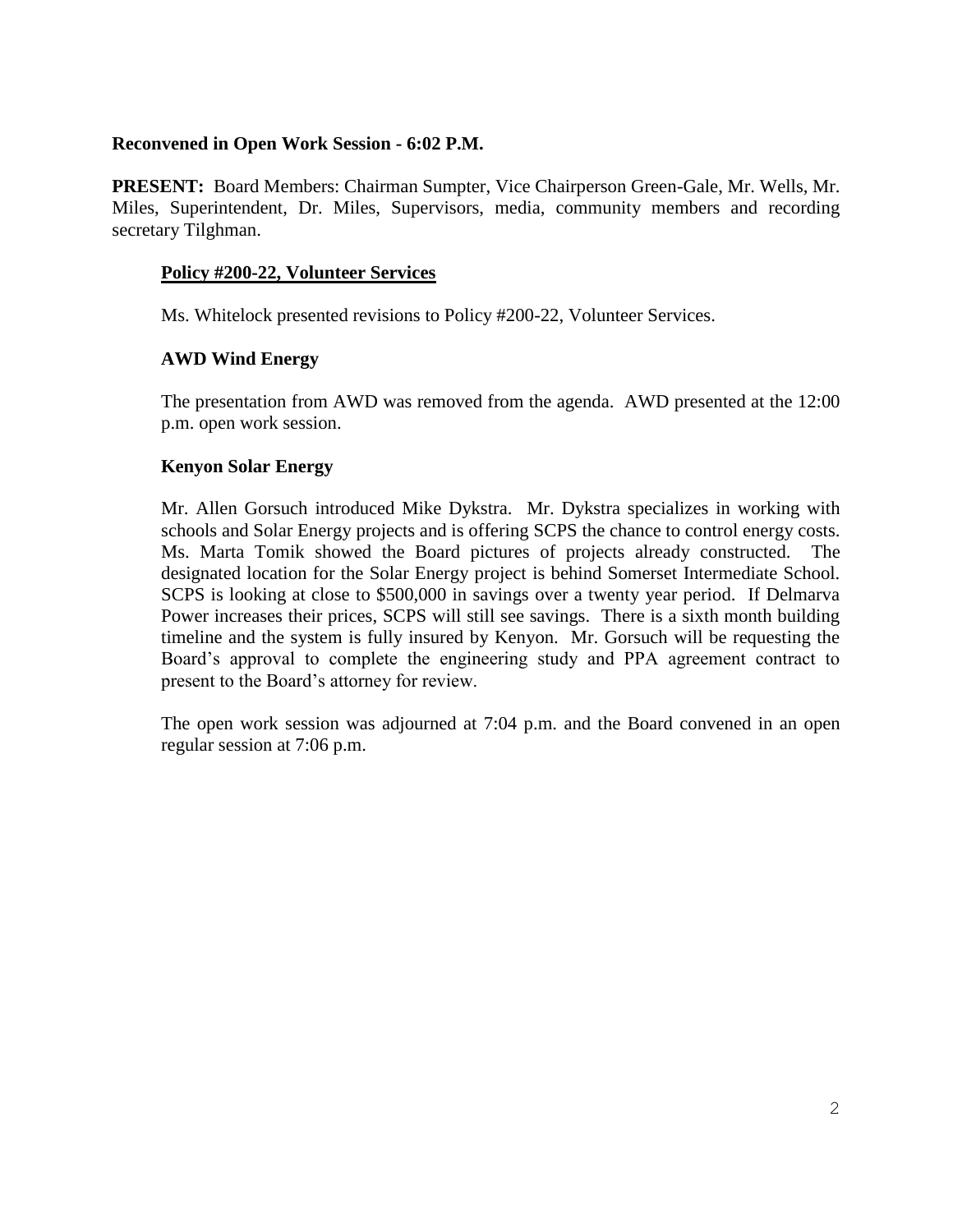**Reconvened in Open Work Session - 6:02 P.M.**

**PRESENT:** Board Members: Chairman Sumpter, Vice Chairperson Green-Gale, Mr. Wells, Mr. Miles, Superintendent, Dr. Miles, Supervisors, media, community members and recording secretary Tilghman.

**<u>Policy #200-22, Volunteer Services</u>**

Ms. Whitelock presented revisions to Policy #200-22, Volunteer Services.

**AWD Wind Energy**

The presentation from AWD was removed from the agenda. AWD presented at the 12:00 p.m. open work session.

**Kenyon Solar Energy**

Mr. Allen Gorsuch introduced Mike Dykstra. Mr. Dykstra specializes in working with schools and Solar Energy projects and is offering SCPS the chance to control energy costs. Ms. Marta Tomik showed the Board pictures of projects already constructed. The designated location for the Solar Energy project is behind Somerset Intermediate School. SCPS is looking at close to $500,000 in savings over a twenty year period. If Delmarva Power increases their prices, SCPS will still see savings. There is a sixth month building timeline and the system is fully insured by Kenyon. Mr. Gorsuch will be requesting the Board's approval to complete the engineering study and PPA agreement contract to present to the Board's attorney for review.

The open work session was adjourned at 7:04 p.m. and the Board convened in an open regular session at 7:06 p.m.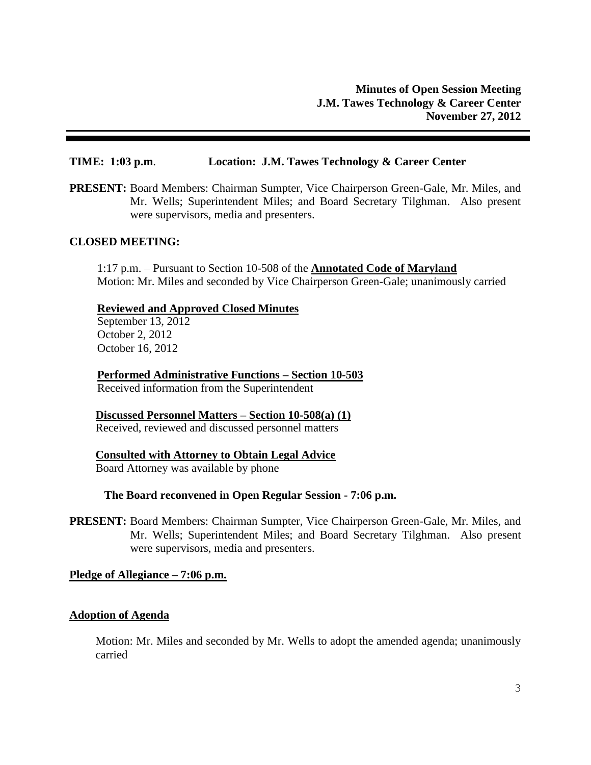**Minutes of Open Session Meeting**
**J.M. Tawes Technology & Career Center**
**November 27, 2012**

---

**TIME: 1:03 p.m**. **Location: J.M. Tawes Technology & Career Center**

**PRESENT:** Board Members: Chairman Sumpter, Vice Chairperson Green-Gale, Mr. Miles, and Mr. Wells; Superintendent Miles; and Board Secretary Tilghman. Also present were supervisors, media and presenters.

**CLOSED MEETING:**

1:17 p.m. – Pursuant to Section 10-508 of the **Annotated Code of Maryland**
Motion: Mr. Miles and seconded by Vice Chairperson Green-Gale; unanimously carried

**Reviewed and Approved Closed Minutes**
September 13, 2012
October 2, 2012
October 16, 2012

**Performed Administrative Functions – Section 10-503**
Received information from the Superintendent

**Discussed Personnel Matters – Section 10-508(a) (1)**
Received, reviewed and discussed personnel matters

**Consulted with Attorney to Obtain Legal Advice**
Board Attorney was available by phone

**The Board reconvened in Open Regular Session - 7:06 p.m.**

**PRESENT:** Board Members: Chairman Sumpter, Vice Chairperson Green-Gale, Mr. Miles, and Mr. Wells; Superintendent Miles; and Board Secretary Tilghman. Also present were supervisors, media and presenters.

**Pledge of Allegiance – 7:06 p.m.**

**Adoption of Agenda**

Motion: Mr. Miles and seconded by Mr. Wells to adopt the amended agenda; unanimously carried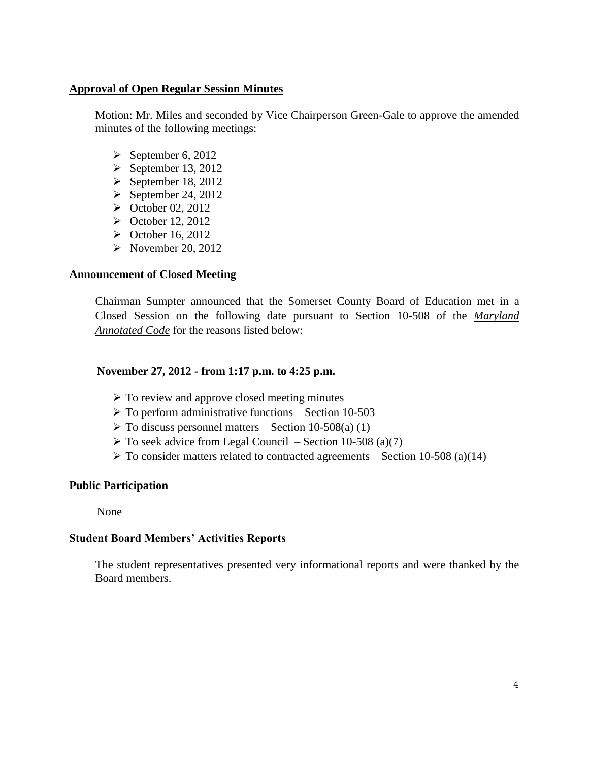## Approval of Open Regular Session Minutes

Motion: Mr. Miles and seconded by Vice Chairperson Green-Gale to approve the amended minutes of the following meetings:

- September 6, 2012
- September 13, 2012
- September 18, 2012
- September 24, 2012
- October 02, 2012
- October 12, 2012
- October 16, 2012
- November 20, 2012

## Announcement of Closed Meeting

Chairman Sumpter announced that the Somerset County Board of Education met in a Closed Session on the following date pursuant to Section 10-508 of the ***Maryland Annotated Code*** for the reasons listed below:

**November 27, 2012 - from 1:17 p.m. to 4:25 p.m.**

- To review and approve closed meeting minutes
- To perform administrative functions – Section 10-503
- To discuss personnel matters – Section 10-508(a) (1)
- To seek advice from Legal Council – Section 10-508 (a)(7)
- To consider matters related to contracted agreements – Section 10-508 (a)(14)

## Public Participation

None

## Student Board Members' Activities Reports

The student representatives presented very informational reports and were thanked by the Board members.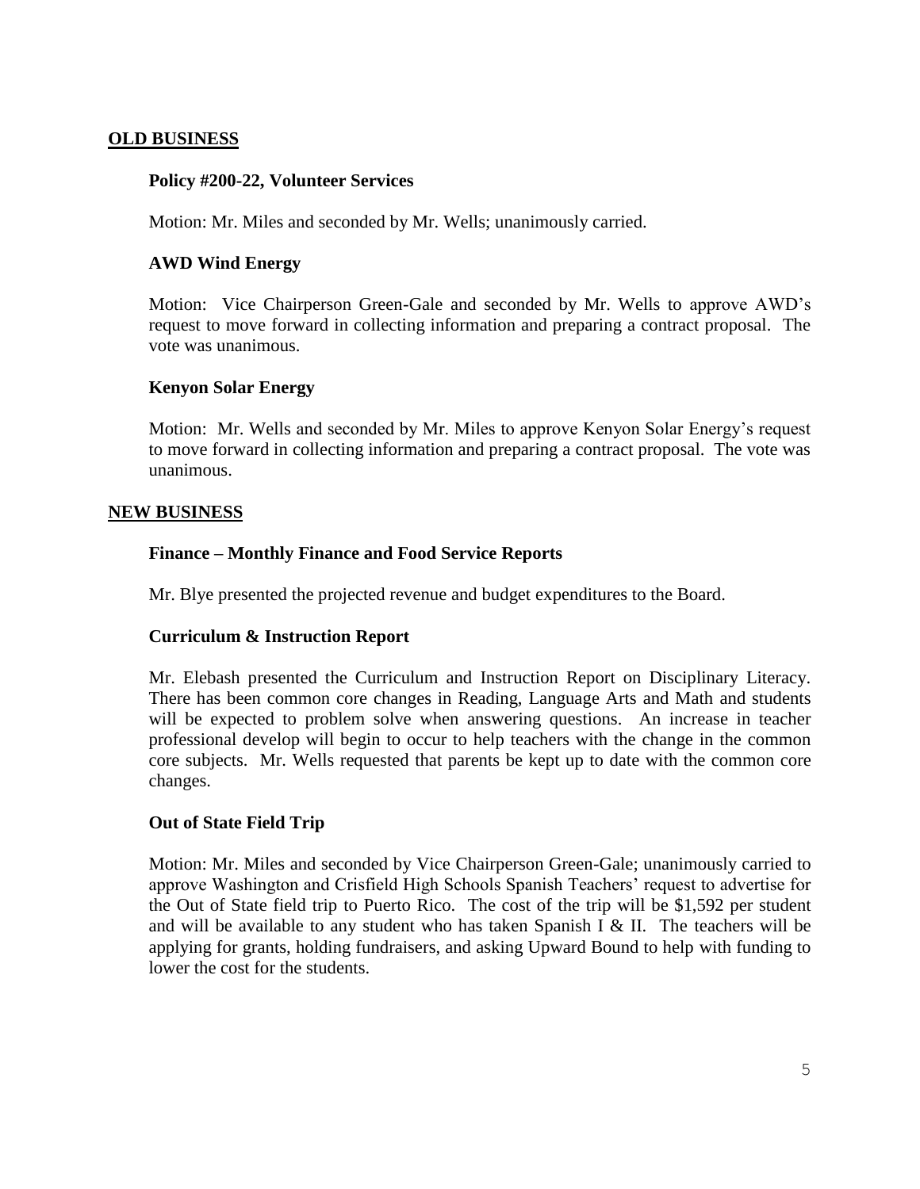## OLD BUSINESS

### Policy #200-22, Volunteer Services

Motion: Mr. Miles and seconded by Mr. Wells; unanimously carried.

### AWD Wind Energy

Motion: Vice Chairperson Green-Gale and seconded by Mr. Wells to approve AWD's request to move forward in collecting information and preparing a contract proposal. The vote was unanimous.

### Kenyon Solar Energy

Motion: Mr. Wells and seconded by Mr. Miles to approve Kenyon Solar Energy's request to move forward in collecting information and preparing a contract proposal. The vote was unanimous.

## NEW BUSINESS

### Finance – Monthly Finance and Food Service Reports

Mr. Blye presented the projected revenue and budget expenditures to the Board.

### Curriculum & Instruction Report

Mr. Elebash presented the Curriculum and Instruction Report on Disciplinary Literacy. There has been common core changes in Reading, Language Arts and Math and students will be expected to problem solve when answering questions. An increase in teacher professional develop will begin to occur to help teachers with the change in the common core subjects. Mr. Wells requested that parents be kept up to date with the common core changes.

### Out of State Field Trip

Motion: Mr. Miles and seconded by Vice Chairperson Green-Gale; unanimously carried to approve Washington and Crisfield High Schools Spanish Teachers' request to advertise for the Out of State field trip to Puerto Rico. The cost of the trip will be $1,592 per student and will be available to any student who has taken Spanish I & II. The teachers will be applying for grants, holding fundraisers, and asking Upward Bound to help with funding to lower the cost for the students.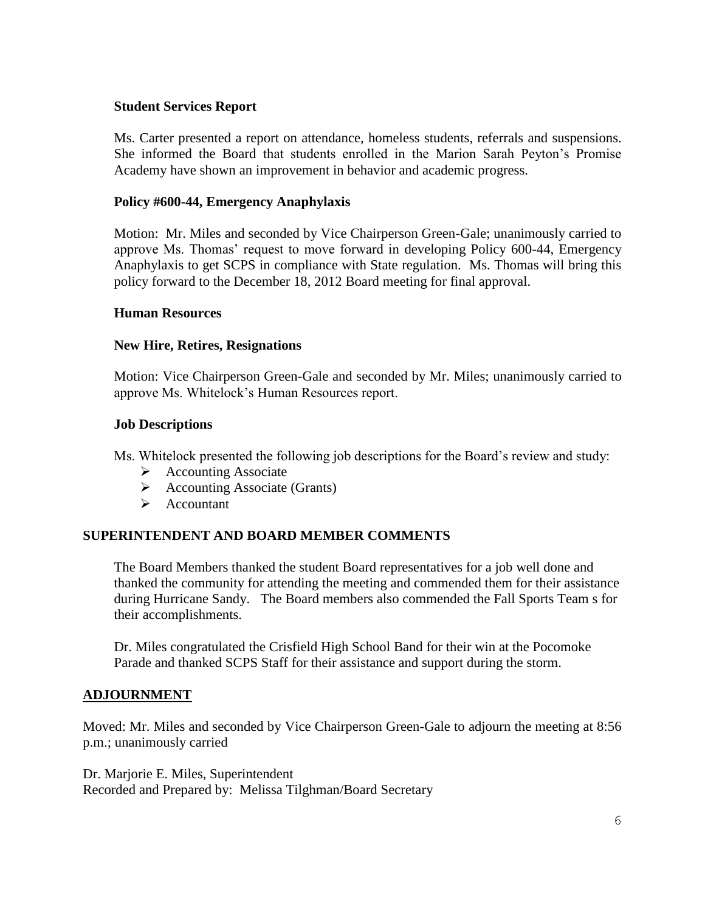**Student Services Report**

Ms. Carter presented a report on attendance, homeless students, referrals and suspensions. She informed the Board that students enrolled in the Marion Sarah Peyton's Promise Academy have shown an improvement in behavior and academic progress.

**Policy #600-44, Emergency Anaphylaxis**

Motion: Mr. Miles and seconded by Vice Chairperson Green-Gale; unanimously carried to approve Ms. Thomas' request to move forward in developing Policy 600-44, Emergency Anaphylaxis to get SCPS in compliance with State regulation. Ms. Thomas will bring this policy forward to the December 18, 2012 Board meeting for final approval.

**Human Resources**

**New Hire, Retires, Resignations**

Motion: Vice Chairperson Green-Gale and seconded by Mr. Miles; unanimously carried to approve Ms. Whitelock's Human Resources report.

**Job Descriptions**

Ms. Whitelock presented the following job descriptions for the Board's review and study:

- Accounting Associate
- Accounting Associate (Grants)
- Accountant

**SUPERINTENDENT AND BOARD MEMBER COMMENTS**

The Board Members thanked the student Board representatives for a job well done and thanked the community for attending the meeting and commended them for their assistance during Hurricane Sandy. The Board members also commended the Fall Sports Team s for their accomplishments.

Dr. Miles congratulated the Crisfield High School Band for their win at the Pocomoke Parade and thanked SCPS Staff for their assistance and support during the storm.

**ADJOURNMENT**

Moved: Mr. Miles and seconded by Vice Chairperson Green-Gale to adjourn the meeting at 8:56 p.m.; unanimously carried

Dr. Marjorie E. Miles, Superintendent
Recorded and Prepared by: Melissa Tilghman/Board Secretary